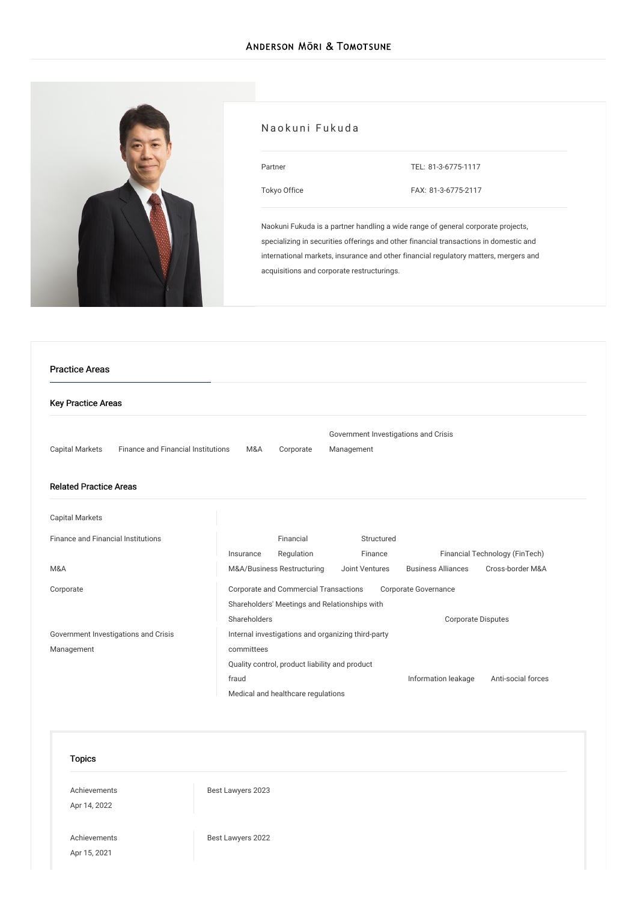# Anderson Mōri & Tomotsune

## Naokuni Fukuda

Partner

Tokyo Office

TEL: 81-3-6775-1117

FAX: 81-3-6775-2117

Naokuni Fukuda is a partner handling a wide range of general corporate projects, specializing in securities offerings and other financial transactions in domestic and international markets, insurance and other financial regulatory matters, mergers and acquisitions and corporate restructurings.

## Practice Areas

### Key Practice Areas

Capital Markets | Finance and Financial Institutions | M&A | Corporate | Government Investigations and Crisis Management

### Related Practice Areas

| | |
|---|---|
| Capital Markets | |
| Finance and Financial Institutions | Insurance, Financial Regulation, Structured Finance, Financial Technology (FinTech) |
| M&A | M&A/Business Restructuring, Joint Ventures, Business Alliances, Cross-border M&A |
| Corporate | Corporate and Commercial Transactions, Corporate Governance, Shareholders' Meetings and Relationships with Shareholders, Corporate Disputes |
| Government Investigations and Crisis Management | Internal investigations and organizing third-party committees, Quality control, product liability and product fraud, Information leakage, Anti-social forces, Medical and healthcare regulations |

## Topics

| | |
|---|---|
| Achievements<br>Apr 14, 2022 | Best Lawyers 2023 |
| Achievements<br>Apr 15, 2021 | Best Lawyers 2022 |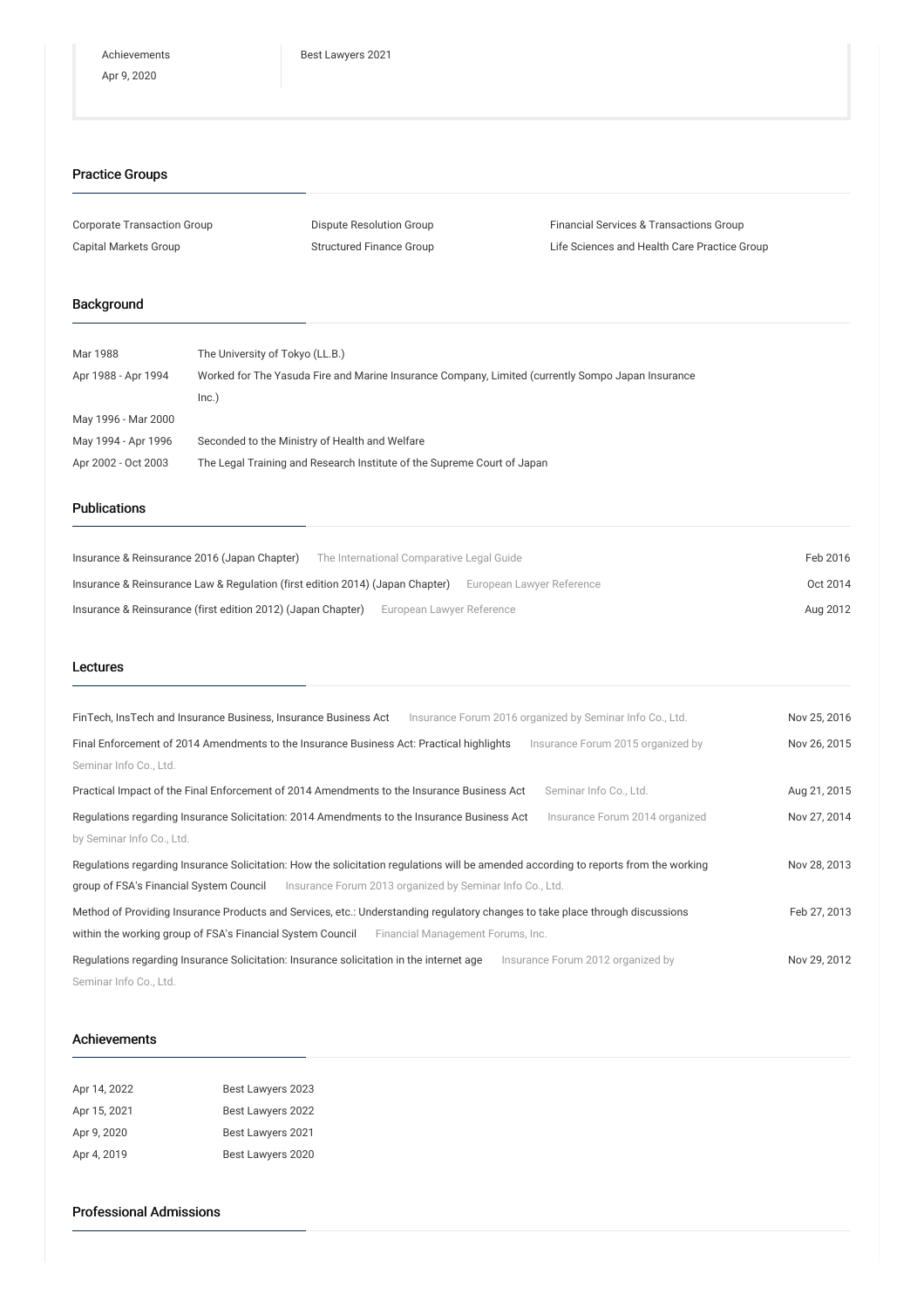| Achievements | Best Lawyers 2021 |
|---|---|
| Apr 9, 2020 | |

## Practice Groups

- Corporate Transaction Group
- Dispute Resolution Group
- Financial Services & Transactions Group
- Capital Markets Group
- Structured Finance Group
- Life Sciences and Health Care Practice Group

## Background

| | |
|---|---|
| Mar 1988 | The University of Tokyo (LL.B.) |
| Apr 1988 - Apr 1994 | Worked for The Yasuda Fire and Marine Insurance Company, Limited (currently Sompo Japan Insurance Inc.) |
| May 1996 - Mar 2000 | |
| May 1994 - Apr 1996 | Seconded to the Ministry of Health and Welfare |
| Apr 2002 - Oct 2003 | The Legal Training and Research Institute of the Supreme Court of Japan |

## Publications

| | |
|---|---|
| Insurance & Reinsurance 2016 (Japan Chapter) The International Comparative Legal Guide | Feb 2016 |
| Insurance & Reinsurance Law & Regulation (first edition 2014) (Japan Chapter) European Lawyer Reference | Oct 2014 |
| Insurance & Reinsurance (first edition 2012) (Japan Chapter) European Lawyer Reference | Aug 2012 |

## Lectures

| | |
|---|---|
| FinTech, InsTech and Insurance Business, Insurance Business Act Insurance Forum 2016 organized by Seminar Info Co., Ltd. | Nov 25, 2016 |
| Final Enforcement of 2014 Amendments to the Insurance Business Act: Practical highlights Insurance Forum 2015 organized by Seminar Info Co., Ltd. | Nov 26, 2015 |
| Practical Impact of the Final Enforcement of 2014 Amendments to the Insurance Business Act Seminar Info Co., Ltd. | Aug 21, 2015 |
| Regulations regarding Insurance Solicitation: 2014 Amendments to the Insurance Business Act Insurance Forum 2014 organized by Seminar Info Co., Ltd. | Nov 27, 2014 |
| Regulations regarding Insurance Solicitation: How the solicitation regulations will be amended according to reports from the working group of FSA's Financial System Council Insurance Forum 2013 organized by Seminar Info Co., Ltd. | Nov 28, 2013 |
| Method of Providing Insurance Products and Services, etc.: Understanding regulatory changes to take place through discussions within the working group of FSA's Financial System Council Financial Management Forums, Inc. | Feb 27, 2013 |
| Regulations regarding Insurance Solicitation: Insurance solicitation in the internet age Insurance Forum 2012 organized by Seminar Info Co., Ltd. | Nov 29, 2012 |

## Achievements

| | |
|---|---|
| Apr 14, 2022 | Best Lawyers 2023 |
| Apr 15, 2021 | Best Lawyers 2022 |
| Apr 9, 2020 | Best Lawyers 2021 |
| Apr 4, 2019 | Best Lawyers 2020 |

## Professional Admissions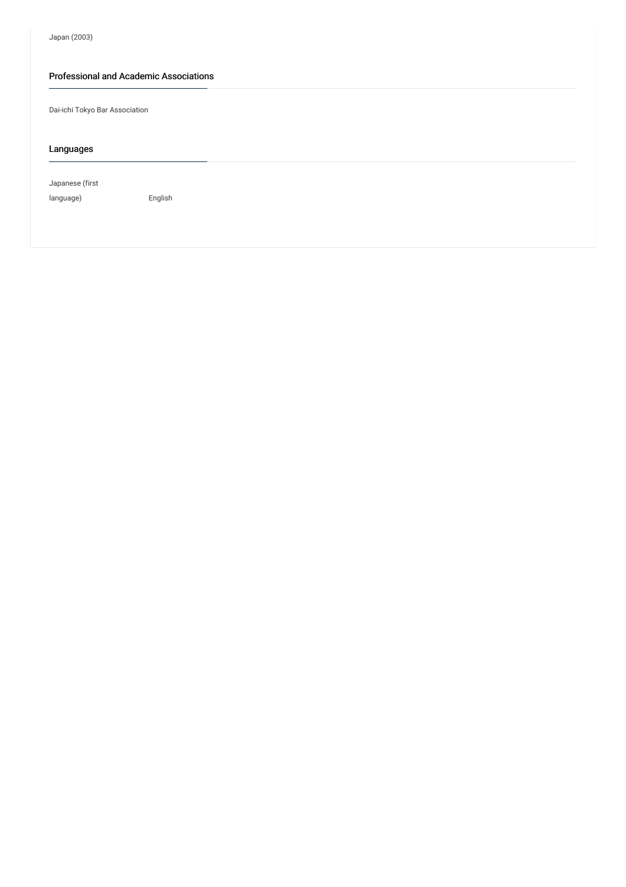Japan (2003)

## Professional and Academic Associations

Dai-ichi Tokyo Bar Association

## Languages

Japanese (first language)

English